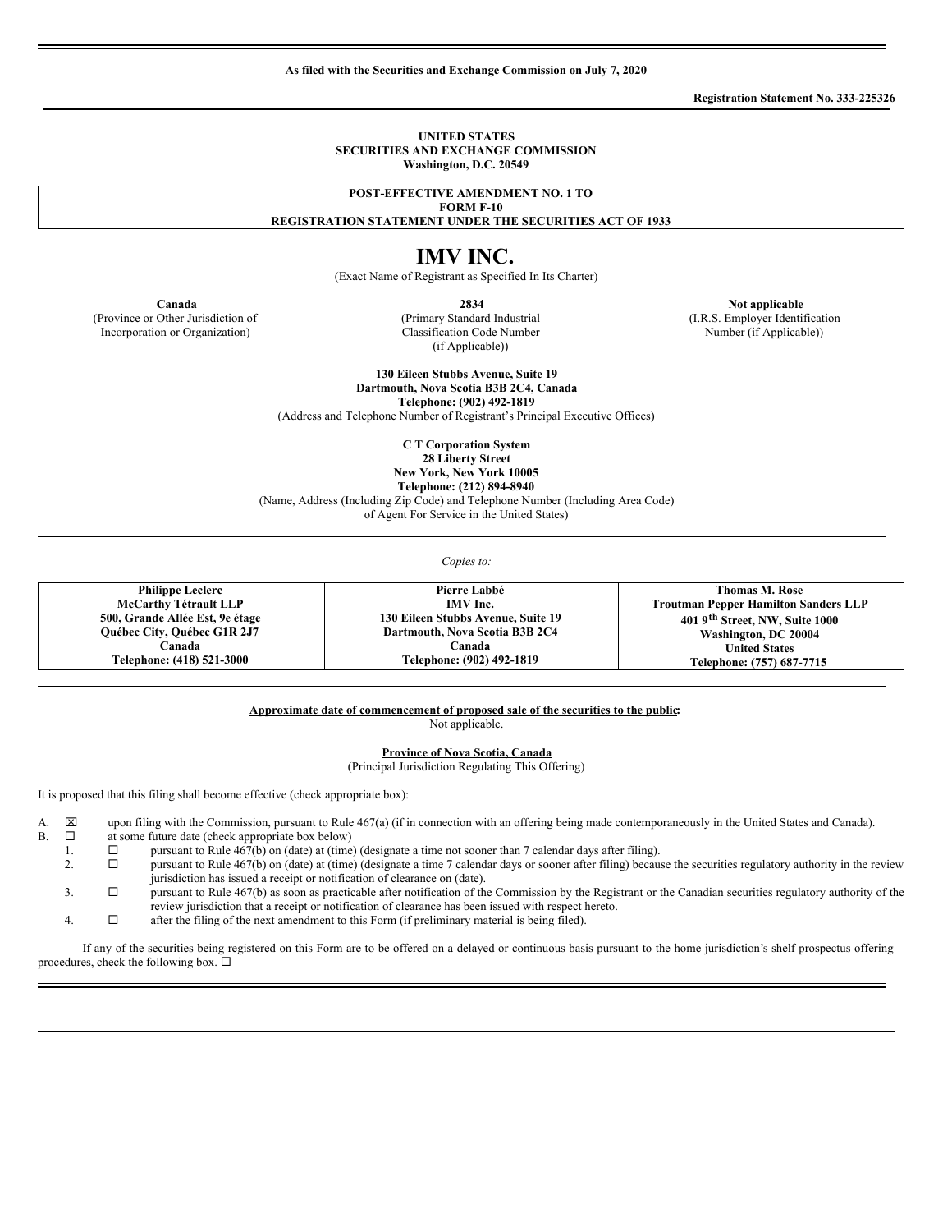**As filed with the Securities and Exchange Commission on July 7, 2020**

**Registration Statement No. 333-225326**

**UNITED STATES**
**SECURITIES AND EXCHANGE COMMISSION**
**Washington, D.C. 20549**

**POST-EFFECTIVE AMENDMENT NO. 1 TO**
**FORM F-10**
**REGISTRATION STATEMENT UNDER THE SECURITIES ACT OF 1933**

# IMV INC.

(Exact Name of Registrant as Specified In Its Charter)

| **Canada** | **2834** | **Not applicable** |
|---|---|---|
| (Province or Other Jurisdiction of Incorporation or Organization) | (Primary Standard Industrial Classification Code Number (if Applicable)) | (I.R.S. Employer Identification Number (if Applicable)) |

**130 Eileen Stubbs Avenue, Suite 19**
**Dartmouth, Nova Scotia B3B 2C4, Canada**
**Telephone: (902) 492-1819**
(Address and Telephone Number of Registrant's Principal Executive Offices)

**C T Corporation System**
**28 Liberty Street**
**New York, New York 10005**
**Telephone: (212) 894-8940**
(Name, Address (Including Zip Code) and Telephone Number (Including Area Code) of Agent For Service in the United States)

*Copies to:*

| **Philippe Leclerc** | **Pierre Labbé** | **Thomas M. Rose** |
|---|---|---|
| **McCarthy Tétrault LLP** | **IMV Inc.** | **Troutman Pepper Hamilton Sanders LLP** |
| **500, Grande Allée Est, 9e étage** | **130 Eileen Stubbs Avenue, Suite 19** | **401 9th Street, NW, Suite 1000** |
| **Québec City, Québec G1R 2J7** | **Dartmouth, Nova Scotia B3B 2C4** | **Washington, DC 20004** |
| **Canada** | **Canada** | **United States** |
| **Telephone: (418) 521-3000** | **Telephone: (902) 492-1819** | **Telephone: (757) 687-7715** |

**Approximate date of commencement of proposed sale of the securities to the public:**
Not applicable.

**Province of Nova Scotia, Canada**
(Principal Jurisdiction Regulating This Offering)

It is proposed that this filing shall become effective (check appropriate box):

A. ☒ upon filing with the Commission, pursuant to Rule 467(a) (if in connection with an offering being made contemporaneously in the United States and Canada).
B. ☐ at some future date (check appropriate box below)
   1. ☐ pursuant to Rule 467(b) on (date) at (time) (designate a time not sooner than 7 calendar days after filing).
   2. ☐ pursuant to Rule 467(b) on (date) at (time) (designate a time 7 calendar days or sooner after filing) because the securities regulatory authority in the review jurisdiction has issued a receipt or notification of clearance on (date).
   3. ☐ pursuant to Rule 467(b) as soon as practicable after notification of the Commission by the Registrant or the Canadian securities regulatory authority of the review jurisdiction that a receipt or notification of clearance has been issued with respect hereto.
   4. ☐ after the filing of the next amendment to this Form (if preliminary material is being filed).

If any of the securities being registered on this Form are to be offered on a delayed or continuous basis pursuant to the home jurisdiction's shelf prospectus offering procedures, check the following box. ☐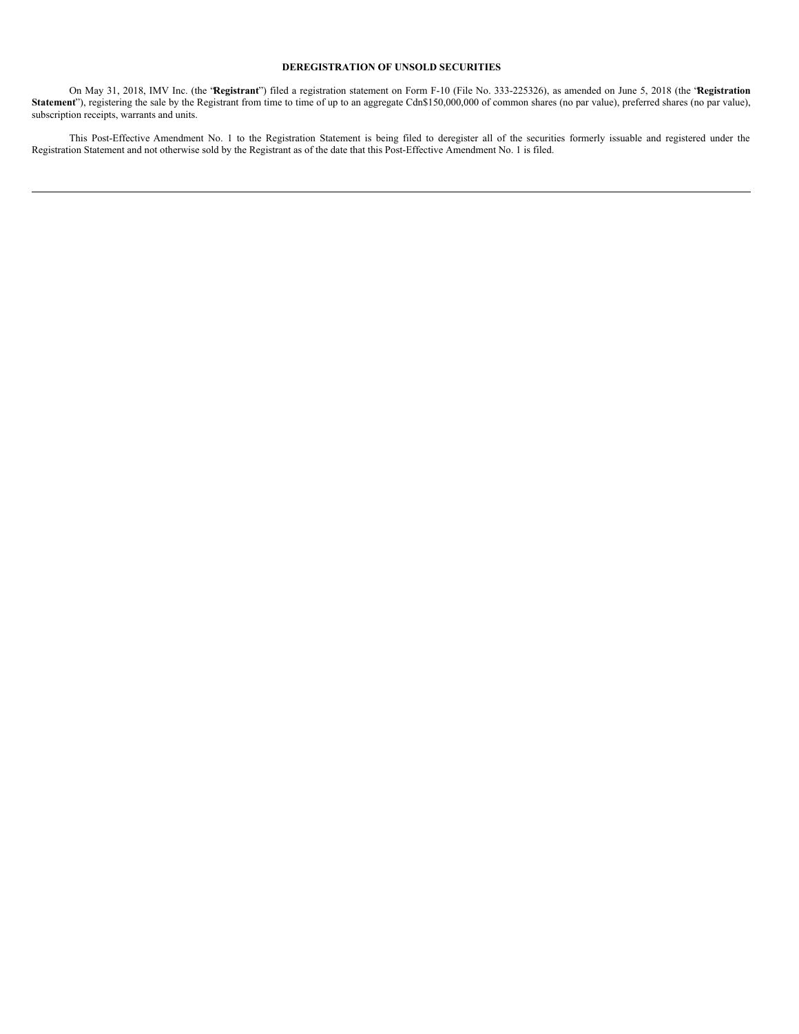## DEREGISTRATION OF UNSOLD SECURITIES

On May 31, 2018, IMV Inc. (the "**Registrant**") filed a registration statement on Form F-10 (File No. 333-225326), as amended on June 5, 2018 (the "**Registration Statement**"), registering the sale by the Registrant from time to time of up to an aggregate Cdn$150,000,000 of common shares (no par value), preferred shares (no par value), subscription receipts, warrants and units.

This Post-Effective Amendment No. 1 to the Registration Statement is being filed to deregister all of the securities formerly issuable and registered under the Registration Statement and not otherwise sold by the Registrant as of the date that this Post-Effective Amendment No. 1 is filed.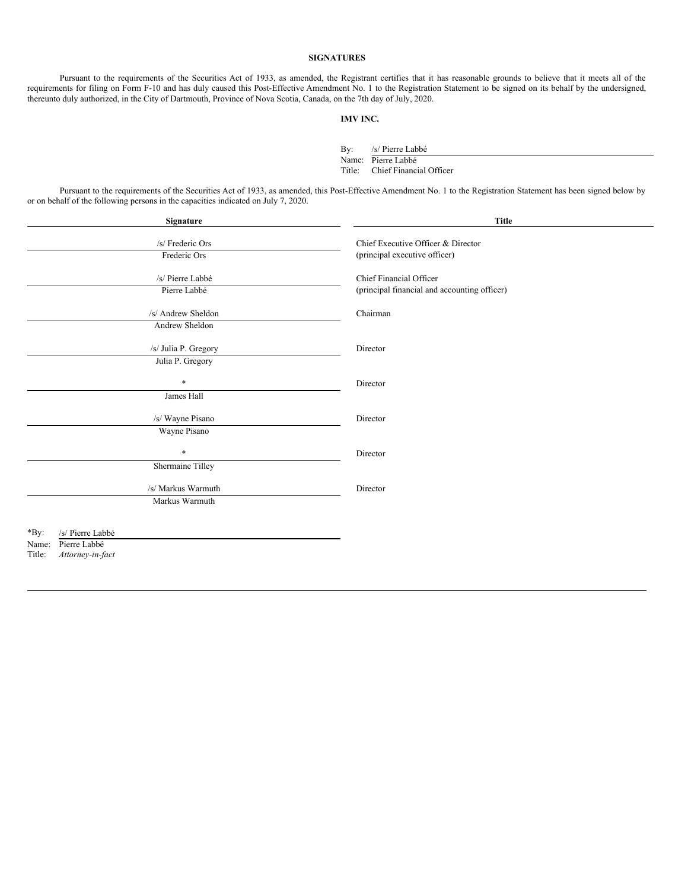## SIGNATURES

Pursuant to the requirements of the Securities Act of 1933, as amended, the Registrant certifies that it has reasonable grounds to believe that it meets all of the requirements for filing on Form F-10 and has duly caused this Post-Effective Amendment No. 1 to the Registration Statement to be signed on its behalf by the undersigned, thereunto duly authorized, in the City of Dartmouth, Province of Nova Scotia, Canada, on the 7th day of July, 2020.

**IMV INC.**

By: /s/ Pierre Labbé
Name: Pierre Labbé
Title: Chief Financial Officer

Pursuant to the requirements of the Securities Act of 1933, as amended, this Post-Effective Amendment No. 1 to the Registration Statement has been signed below by or on behalf of the following persons in the capacities indicated on July 7, 2020.

| Signature | Title |
|---|---|
| /s/ Frederic Ors<br>Frederic Ors | Chief Executive Officer & Director<br>(principal executive officer) |
| /s/ Pierre Labbé<br>Pierre Labbé | Chief Financial Officer<br>(principal financial and accounting officer) |
| /s/ Andrew Sheldon<br>Andrew Sheldon | Chairman |
| /s/ Julia P. Gregory<br>Julia P. Gregory | Director |
| *<br>James Hall | Director |
| /s/ Wayne Pisano<br>Wayne Pisano | Director |
| *<br>Shermaine Tilley | Director |
| /s/ Markus Warmuth<br>Markus Warmuth | Director |

*By: /s/ Pierre Labbé
Name: Pierre Labbé
Title: *Attorney-in-fact*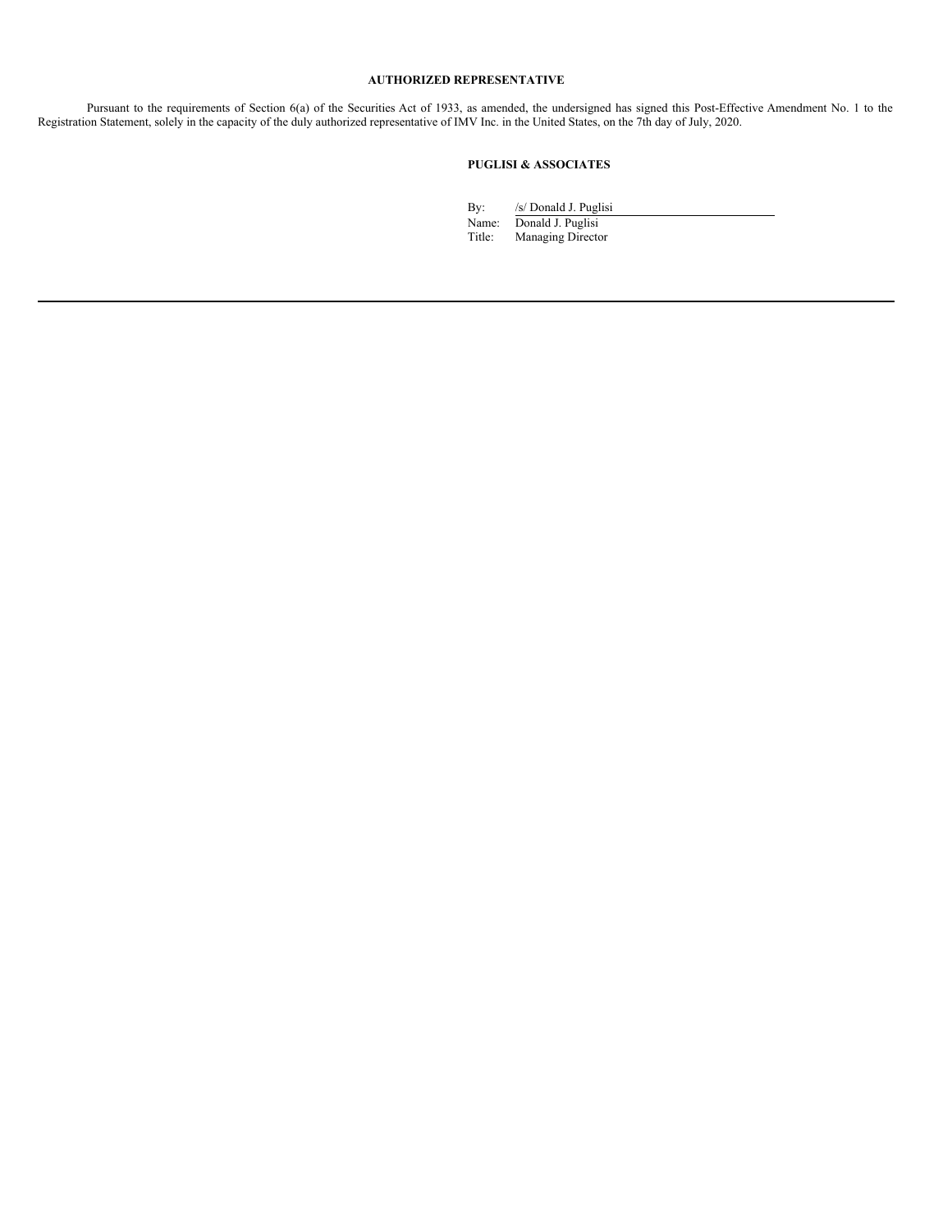## AUTHORIZED REPRESENTATIVE

Pursuant to the requirements of Section 6(a) of the Securities Act of 1933, as amended, the undersigned has signed this Post-Effective Amendment No. 1 to the Registration Statement, solely in the capacity of the duly authorized representative of IMV Inc. in the United States, on the 7th day of July, 2020.

**PUGLISI & ASSOCIATES**

By: /s/ Donald J. Puglisi
Name: Donald J. Puglisi
Title: Managing Director